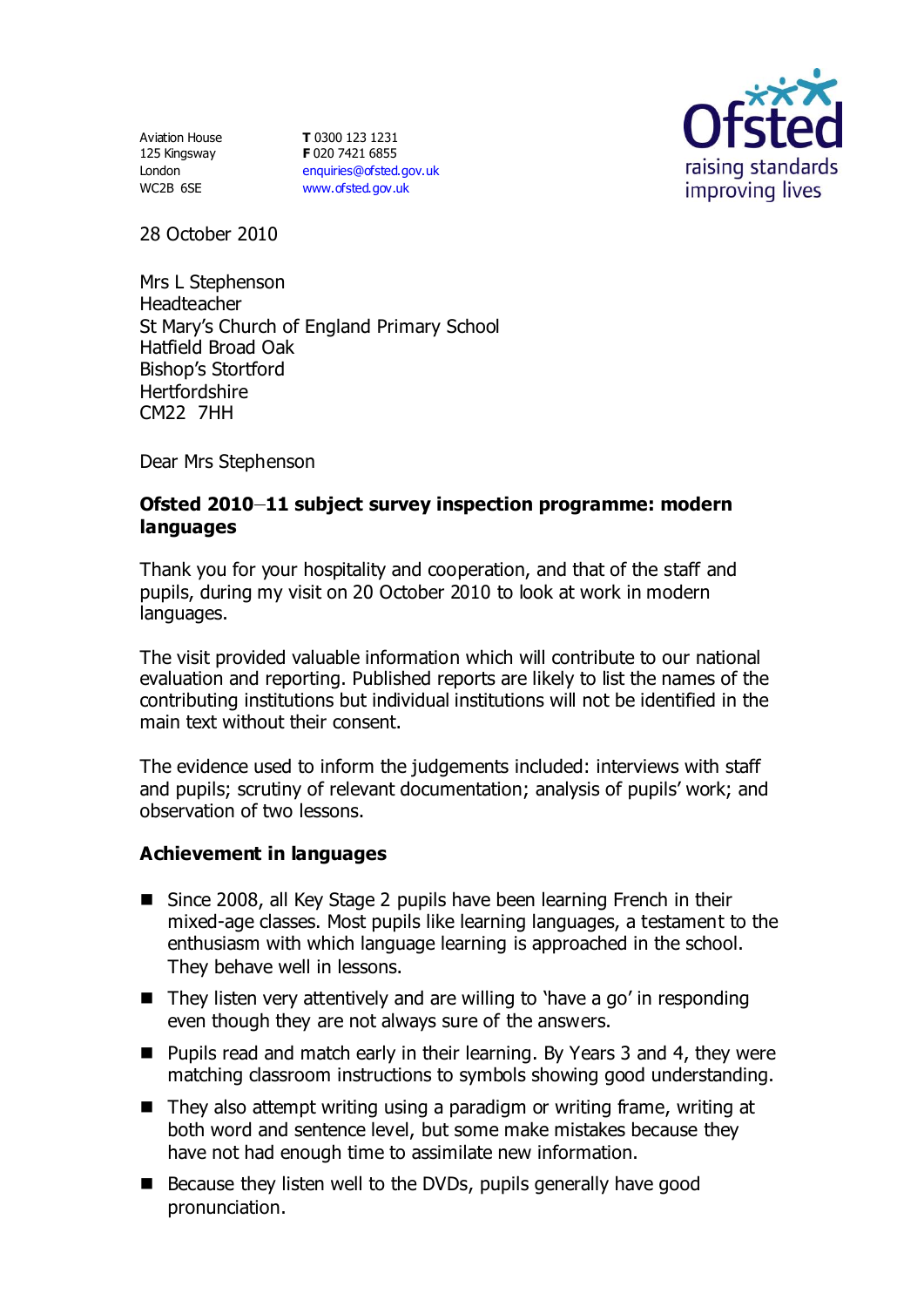Aviation House
125 Kingsway
London
WC2B 6SE

**T** 0300 123 1231
**F** 020 7421 6855
enquiries@ofsted.gov.uk
www.ofsted.gov.uk

Ofsted
raising standards
improving lives

28 October 2010

Mrs L Stephenson
Headteacher
St Mary's Church of England Primary School
Hatfield Broad Oak
Bishop's Stortford
Hertfordshire
CM22 7HH

Dear Mrs Stephenson

**Ofsted 2010–11 subject survey inspection programme: modern languages**

Thank you for your hospitality and cooperation, and that of the staff and pupils, during my visit on 20 October 2010 to look at work in modern languages.

The visit provided valuable information which will contribute to our national evaluation and reporting. Published reports are likely to list the names of the contributing institutions but individual institutions will not be identified in the main text without their consent.

The evidence used to inform the judgements included: interviews with staff and pupils; scrutiny of relevant documentation; analysis of pupils' work; and observation of two lessons.

**Achievement in languages**

- Since 2008, all Key Stage 2 pupils have been learning French in their mixed-age classes. Most pupils like learning languages, a testament to the enthusiasm with which language learning is approached in the school. They behave well in lessons.
- They listen very attentively and are willing to 'have a go' in responding even though they are not always sure of the answers.
- Pupils read and match early in their learning. By Years 3 and 4, they were matching classroom instructions to symbols showing good understanding.
- They also attempt writing using a paradigm or writing frame, writing at both word and sentence level, but some make mistakes because they have not had enough time to assimilate new information.
- Because they listen well to the DVDs, pupils generally have good pronunciation.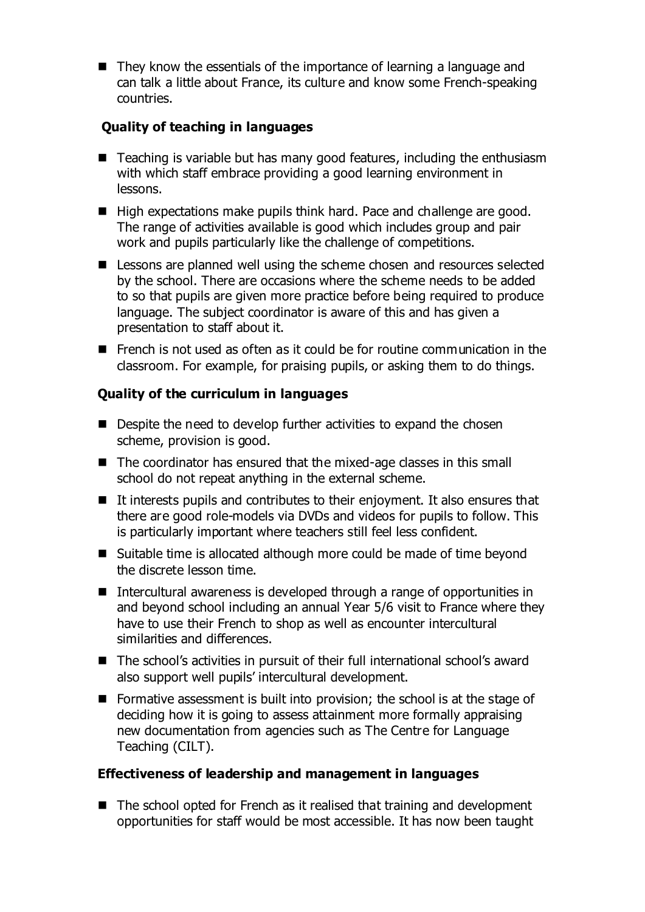- They know the essentials of the importance of learning a language and can talk a little about France, its culture and know some French-speaking countries.

### Quality of teaching in languages

- Teaching is variable but has many good features, including the enthusiasm with which staff embrace providing a good learning environment in lessons.
- High expectations make pupils think hard. Pace and challenge are good. The range of activities available is good which includes group and pair work and pupils particularly like the challenge of competitions.
- Lessons are planned well using the scheme chosen and resources selected by the school. There are occasions where the scheme needs to be added to so that pupils are given more practice before being required to produce language. The subject coordinator is aware of this and has given a presentation to staff about it.
- French is not used as often as it could be for routine communication in the classroom. For example, for praising pupils, or asking them to do things.

### Quality of the curriculum in languages

- Despite the need to develop further activities to expand the chosen scheme, provision is good.
- The coordinator has ensured that the mixed-age classes in this small school do not repeat anything in the external scheme.
- It interests pupils and contributes to their enjoyment. It also ensures that there are good role-models via DVDs and videos for pupils to follow. This is particularly important where teachers still feel less confident.
- Suitable time is allocated although more could be made of time beyond the discrete lesson time.
- Intercultural awareness is developed through a range of opportunities in and beyond school including an annual Year 5/6 visit to France where they have to use their French to shop as well as encounter intercultural similarities and differences.
- The school's activities in pursuit of their full international school's award also support well pupils' intercultural development.
- Formative assessment is built into provision; the school is at the stage of deciding how it is going to assess attainment more formally appraising new documentation from agencies such as The Centre for Language Teaching (CILT).

### Effectiveness of leadership and management in languages

- The school opted for French as it realised that training and development opportunities for staff would be most accessible. It has now been taught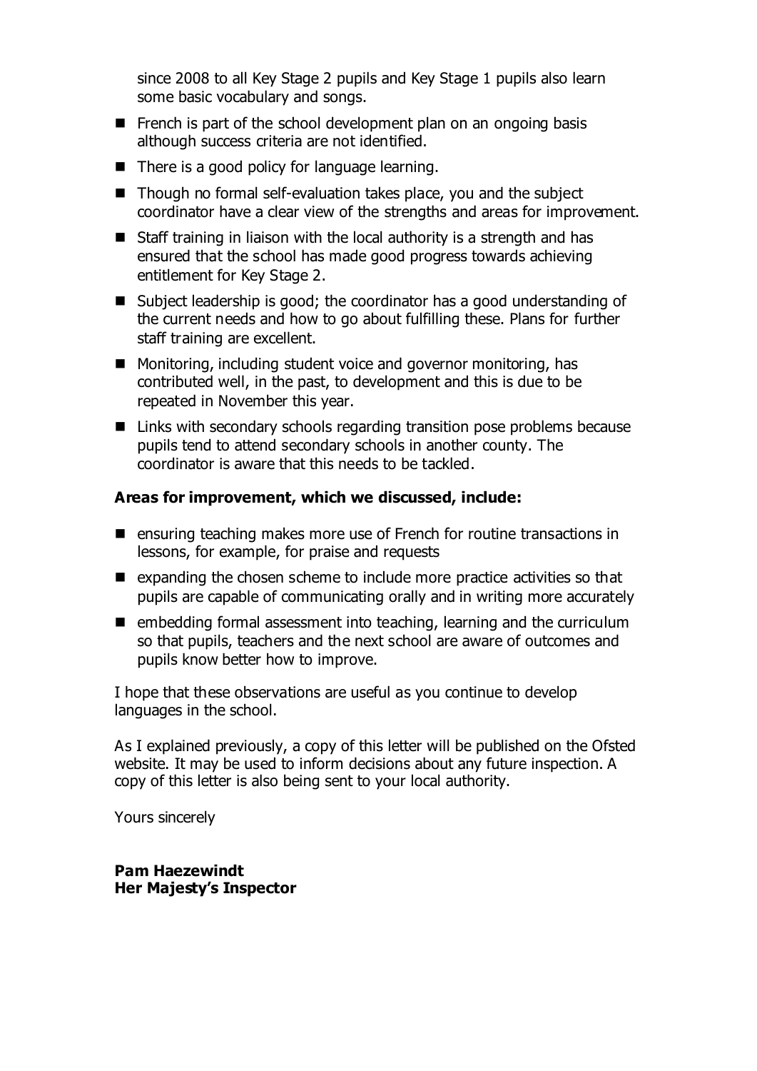since 2008 to all Key Stage 2 pupils and Key Stage 1 pupils also learn some basic vocabulary and songs.

- French is part of the school development plan on an ongoing basis although success criteria are not identified.
- There is a good policy for language learning.
- Though no formal self-evaluation takes place, you and the subject coordinator have a clear view of the strengths and areas for improvement.
- Staff training in liaison with the local authority is a strength and has ensured that the school has made good progress towards achieving entitlement for Key Stage 2.
- Subject leadership is good; the coordinator has a good understanding of the current needs and how to go about fulfilling these. Plans for further staff training are excellent.
- Monitoring, including student voice and governor monitoring, has contributed well, in the past, to development and this is due to be repeated in November this year.
- Links with secondary schools regarding transition pose problems because pupils tend to attend secondary schools in another county. The coordinator is aware that this needs to be tackled.

**Areas for improvement, which we discussed, include:**

- ensuring teaching makes more use of French for routine transactions in lessons, for example, for praise and requests
- expanding the chosen scheme to include more practice activities so that pupils are capable of communicating orally and in writing more accurately
- embedding formal assessment into teaching, learning and the curriculum so that pupils, teachers and the next school are aware of outcomes and pupils know better how to improve.

I hope that these observations are useful as you continue to develop languages in the school.

As I explained previously, a copy of this letter will be published on the Ofsted website. It may be used to inform decisions about any future inspection. A copy of this letter is also being sent to your local authority.

Yours sincerely

**Pam Haezewindt**
**Her Majesty's Inspector**